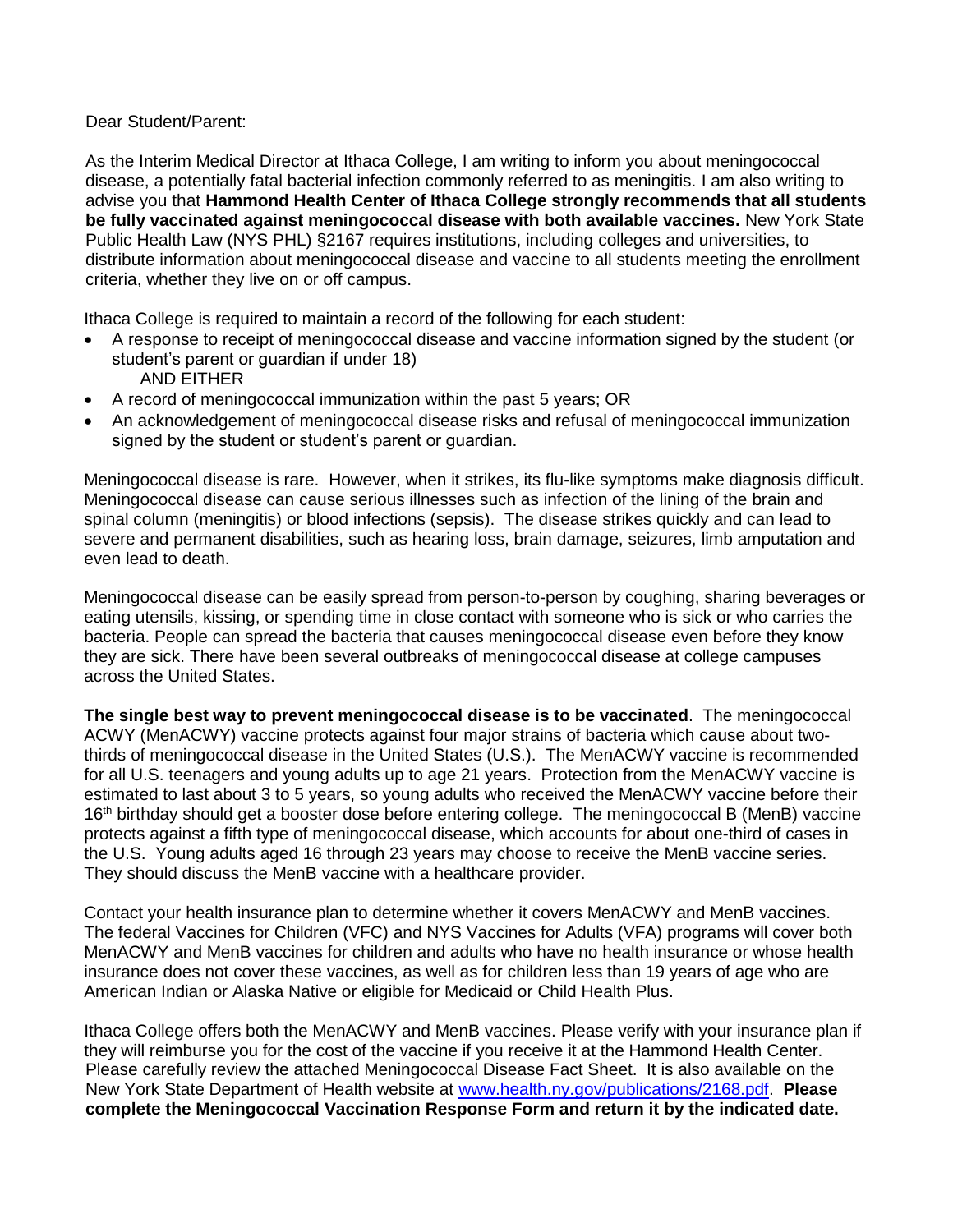Dear Student/Parent:

As the Interim Medical Director at Ithaca College, I am writing to inform you about meningococcal disease, a potentially fatal bacterial infection commonly referred to as meningitis. I am also writing to advise you that **Hammond Health Center of Ithaca College strongly recommends that all students be fully vaccinated against meningococcal disease with both available vaccines.** New York State Public Health Law (NYS PHL) §2167 requires institutions, including colleges and universities, to distribute information about meningococcal disease and vaccine to all students meeting the enrollment criteria, whether they live on or off campus.

Ithaca College is required to maintain a record of the following for each student:

- A response to receipt of meningococcal disease and vaccine information signed by the student (or student's parent or guardian if under 18)
  AND EITHER
- A record of meningococcal immunization within the past 5 years; OR
- An acknowledgement of meningococcal disease risks and refusal of meningococcal immunization signed by the student or student's parent or guardian.

Meningococcal disease is rare. However, when it strikes, its flu-like symptoms make diagnosis difficult. Meningococcal disease can cause serious illnesses such as infection of the lining of the brain and spinal column (meningitis) or blood infections (sepsis). The disease strikes quickly and can lead to severe and permanent disabilities, such as hearing loss, brain damage, seizures, limb amputation and even lead to death.

Meningococcal disease can be easily spread from person-to-person by coughing, sharing beverages or eating utensils, kissing, or spending time in close contact with someone who is sick or who carries the bacteria. People can spread the bacteria that causes meningococcal disease even before they know they are sick. There have been several outbreaks of meningococcal disease at college campuses across the United States.

**The single best way to prevent meningococcal disease is to be vaccinated**. The meningococcal ACWY (MenACWY) vaccine protects against four major strains of bacteria which cause about two-thirds of meningococcal disease in the United States (U.S.). The MenACWY vaccine is recommended for all U.S. teenagers and young adults up to age 21 years. Protection from the MenACWY vaccine is estimated to last about 3 to 5 years, so young adults who received the MenACWY vaccine before their 16th birthday should get a booster dose before entering college. The meningococcal B (MenB) vaccine protects against a fifth type of meningococcal disease, which accounts for about one-third of cases in the U.S. Young adults aged 16 through 23 years may choose to receive the MenB vaccine series. They should discuss the MenB vaccine with a healthcare provider.

Contact your health insurance plan to determine whether it covers MenACWY and MenB vaccines. The federal Vaccines for Children (VFC) and NYS Vaccines for Adults (VFA) programs will cover both MenACWY and MenB vaccines for children and adults who have no health insurance or whose health insurance does not cover these vaccines, as well as for children less than 19 years of age who are American Indian or Alaska Native or eligible for Medicaid or Child Health Plus.

Ithaca College offers both the MenACWY and MenB vaccines. Please verify with your insurance plan if they will reimburse you for the cost of the vaccine if you receive it at the Hammond Health Center. Please carefully review the attached Meningococcal Disease Fact Sheet. It is also available on the New York State Department of Health website at www.health.ny.gov/publications/2168.pdf. **Please complete the Meningococcal Vaccination Response Form and return it by the indicated date.**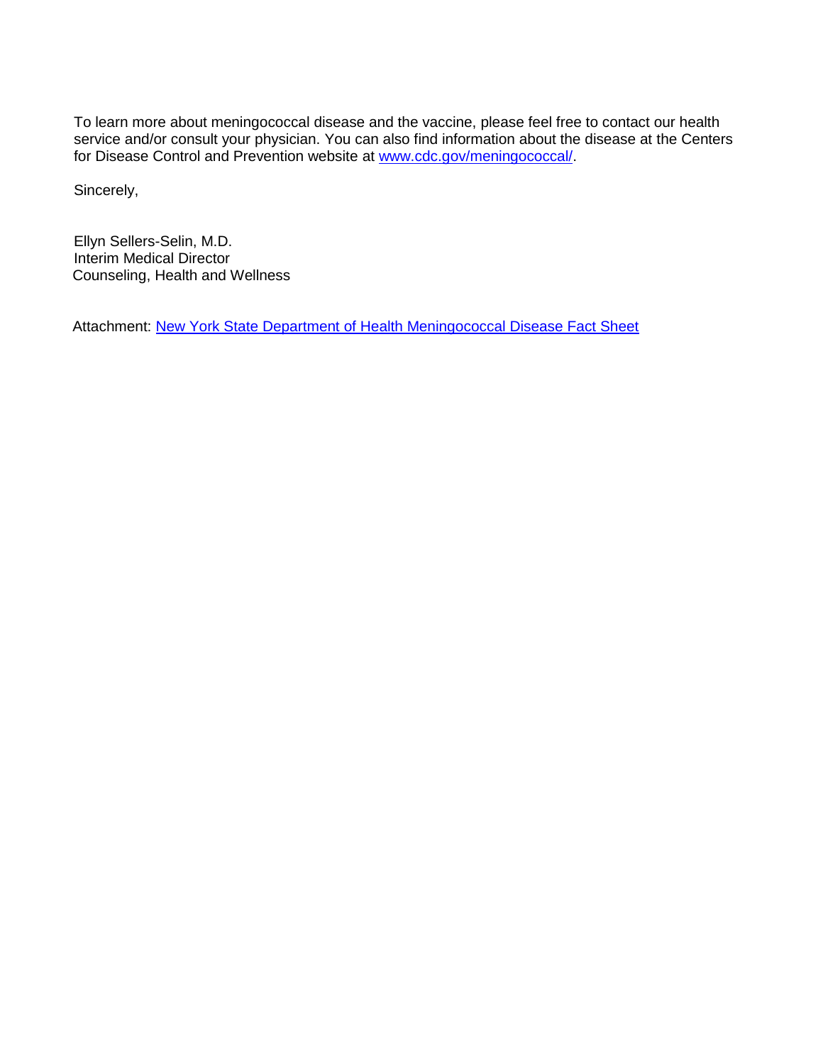To learn more about meningococcal disease and the vaccine, please feel free to contact our health service and/or consult your physician. You can also find information about the disease at the Centers for Disease Control and Prevention website at [www.cdc.gov/meningococcal/](http://www.cdc.gov/meningococcal/).

Sincerely,

Ellyn Sellers-Selin, M.D.
Interim Medical Director
Counseling, Health and Wellness

Attachment: New York State Department of Health Meningococcal Disease Fact Sheet